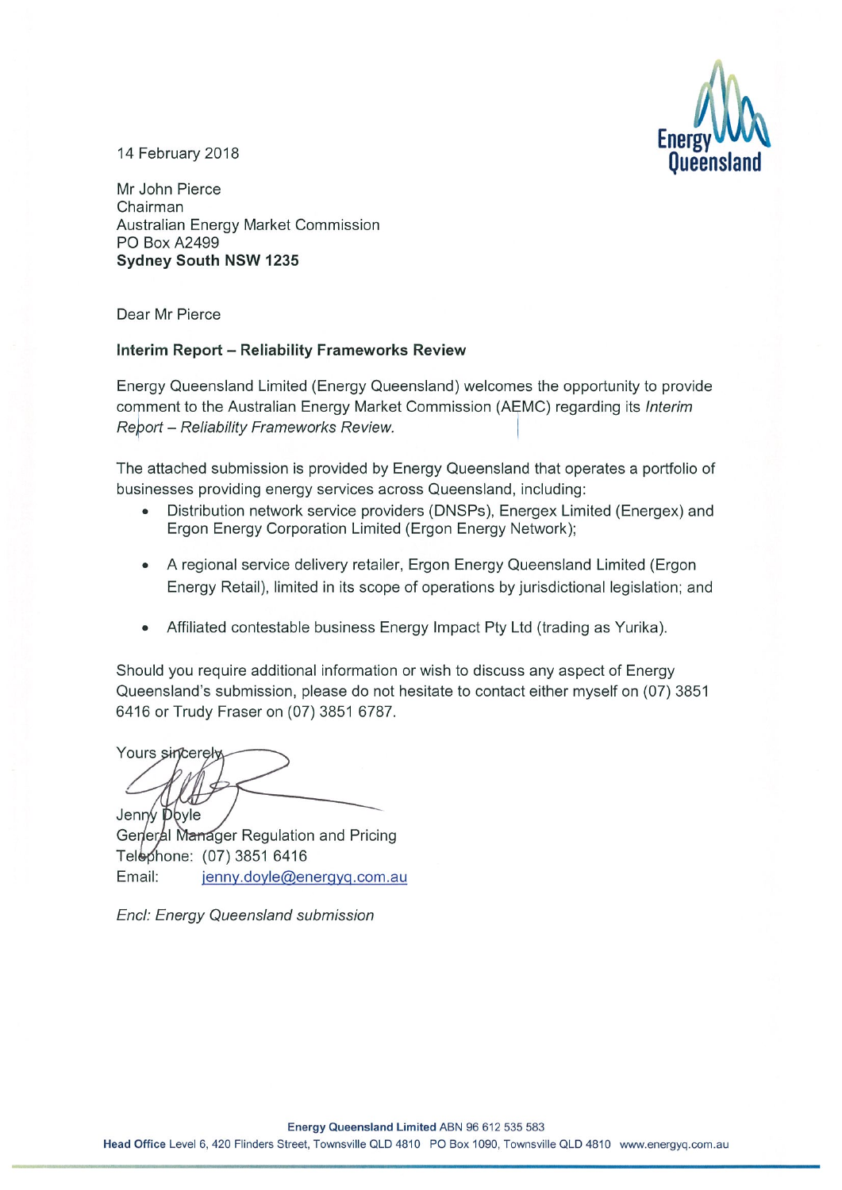14 February 2018

Mr John Pierce
Chairman
Australian Energy Market Commission
PO Box A2499
**Sydney South NSW 1235**

Dear Mr Pierce

**Interim Report – Reliability Frameworks Review**

Energy Queensland Limited (Energy Queensland) welcomes the opportunity to provide comment to the Australian Energy Market Commission (AEMC) regarding its *Interim Report – Reliability Frameworks Review.*

The attached submission is provided by Energy Queensland that operates a portfolio of businesses providing energy services across Queensland, including:

- Distribution network service providers (DNSPs), Energex Limited (Energex) and Ergon Energy Corporation Limited (Ergon Energy Network);
- A regional service delivery retailer, Ergon Energy Queensland Limited (Ergon Energy Retail), limited in its scope of operations by jurisdictional legislation; and
- Affiliated contestable business Energy Impact Pty Ltd (trading as Yurika).

Should you require additional information or wish to discuss any aspect of Energy Queensland's submission, please do not hesitate to contact either myself on (07) 3851 6416 or Trudy Fraser on (07) 3851 6787.

Yours sincerely

Jenny Doyle
General Manager Regulation and Pricing
Telephone: (07) 3851 6416
Email: jenny.doyle@energyq.com.au

*Encl: Energy Queensland submission*

**Energy Queensland Limited** ABN 96 612 535 583
**Head Office** Level 6, 420 Flinders Street, Townsville QLD 4810 PO Box 1090, Townsville QLD 4810 www.energyq.com.au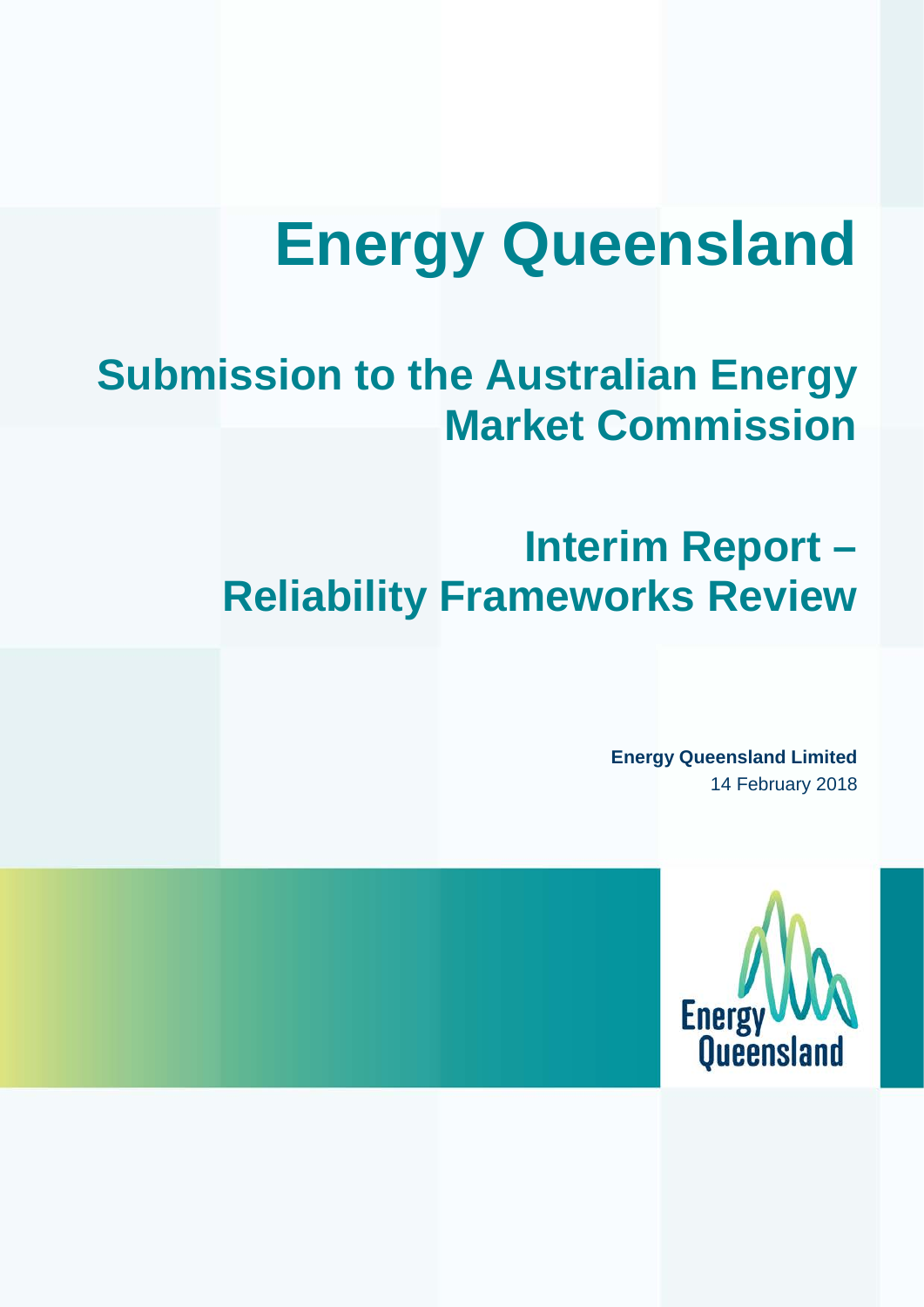# Energy Queensland

## Submission to the Australian Energy Market Commission

## Interim Report – Reliability Frameworks Review

**Energy Queensland Limited**

14 February 2018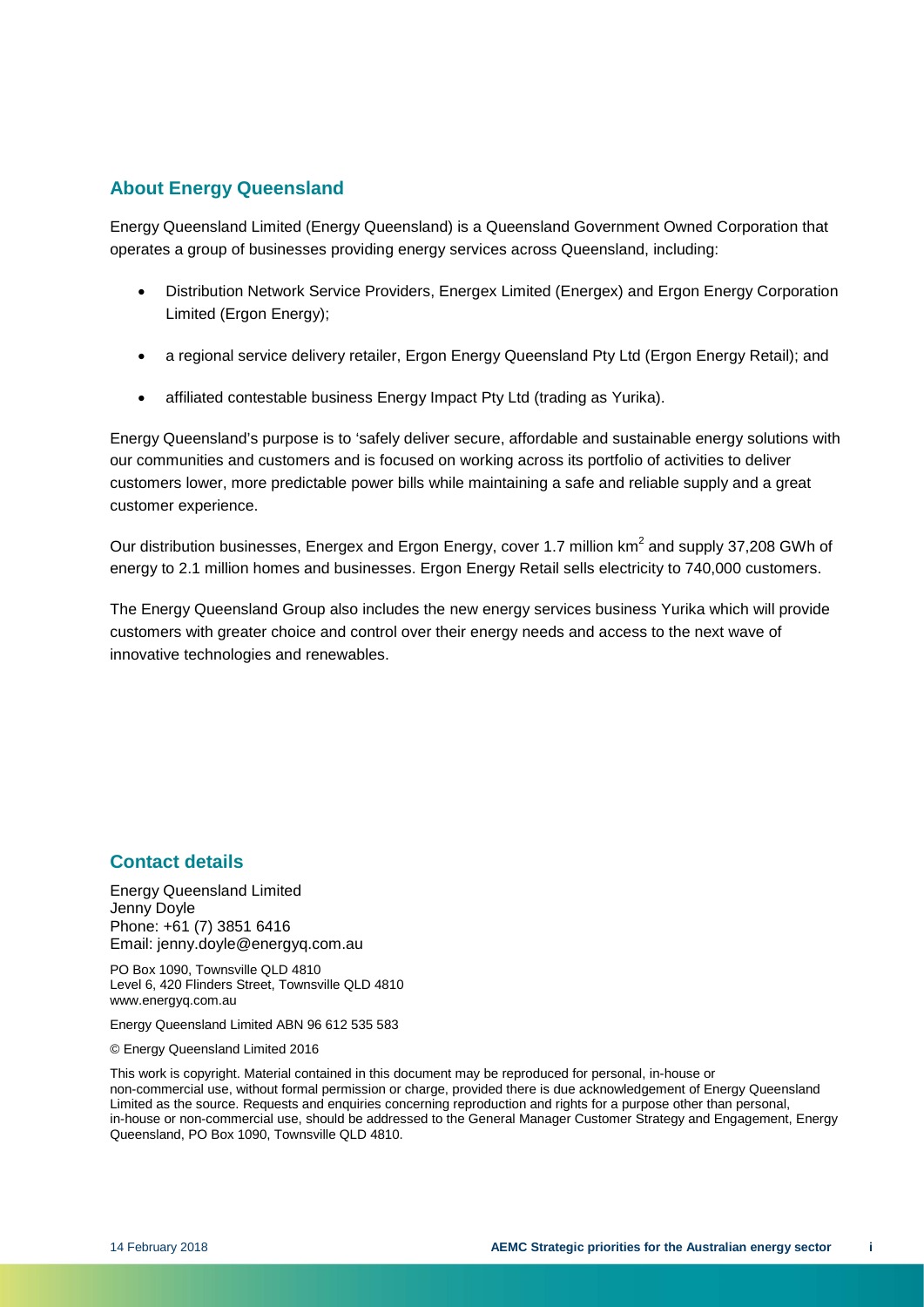## About Energy Queensland

Energy Queensland Limited (Energy Queensland) is a Queensland Government Owned Corporation that operates a group of businesses providing energy services across Queensland, including:

- Distribution Network Service Providers, Energex Limited (Energex) and Ergon Energy Corporation Limited (Ergon Energy);
- a regional service delivery retailer, Ergon Energy Queensland Pty Ltd (Ergon Energy Retail); and
- affiliated contestable business Energy Impact Pty Ltd (trading as Yurika).

Energy Queensland's purpose is to 'safely deliver secure, affordable and sustainable energy solutions with our communities and customers and is focused on working across its portfolio of activities to deliver customers lower, more predictable power bills while maintaining a safe and reliable supply and a great customer experience.

Our distribution businesses, Energex and Ergon Energy, cover 1.7 million $km^2$ and supply 37,208 GWh of energy to 2.1 million homes and businesses. Ergon Energy Retail sells electricity to 740,000 customers.

The Energy Queensland Group also includes the new energy services business Yurika which will provide customers with greater choice and control over their energy needs and access to the next wave of innovative technologies and renewables.

## Contact details

Energy Queensland Limited
Jenny Doyle
Phone: +61 (7) 3851 6416
Email: jenny.doyle@energyq.com.au

PO Box 1090, Townsville QLD 4810
Level 6, 420 Flinders Street, Townsville QLD 4810
www.energyq.com.au

Energy Queensland Limited ABN 96 612 535 583

© Energy Queensland Limited 2016

This work is copyright. Material contained in this document may be reproduced for personal, in-house or non-commercial use, without formal permission or charge, provided there is due acknowledgement of Energy Queensland Limited as the source. Requests and enquiries concerning reproduction and rights for a purpose other than personal, in-house or non-commercial use, should be addressed to the General Manager Customer Strategy and Engagement, Energy Queensland, PO Box 1090, Townsville QLD 4810.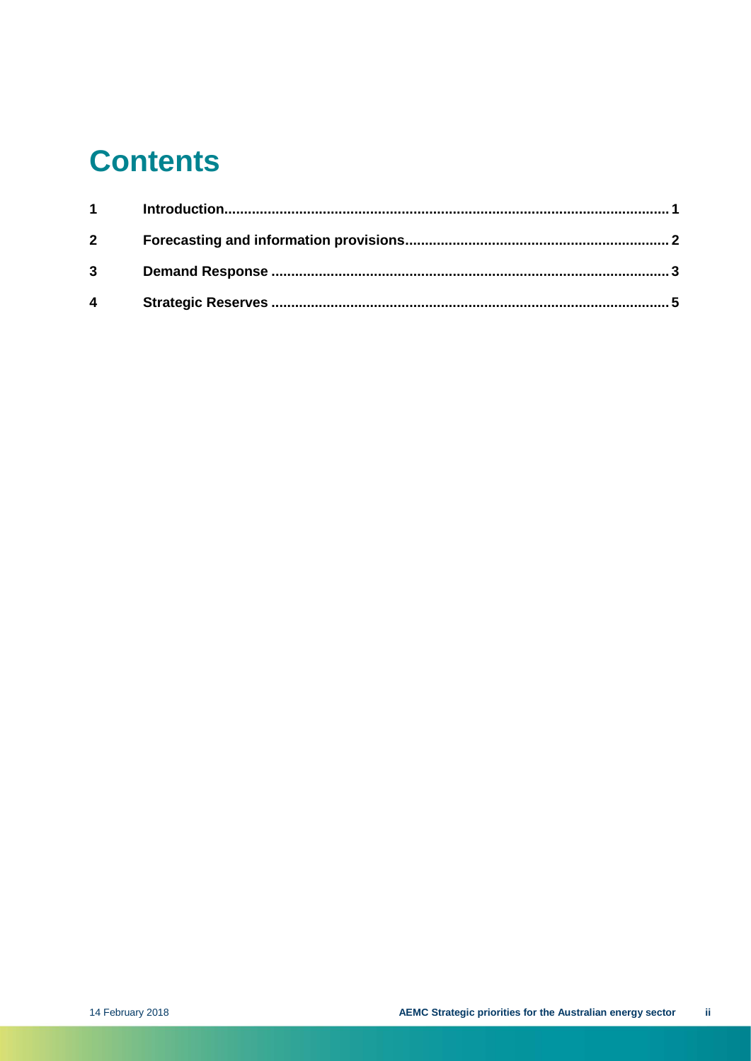# Contents

| | | |
|---|---|---|
| 1 | Introduction | 1 |
| 2 | Forecasting and information provisions | 2 |
| 3 | Demand Response | 3 |
| 4 | Strategic Reserves | 5 |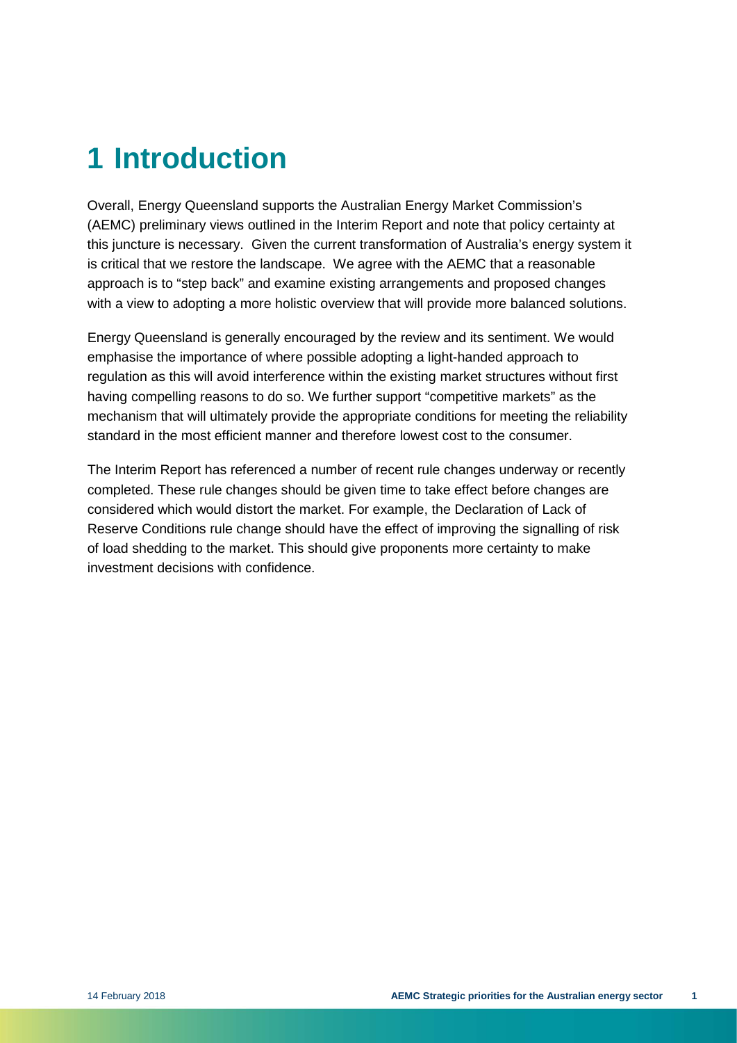# 1 Introduction

Overall, Energy Queensland supports the Australian Energy Market Commission's (AEMC) preliminary views outlined in the Interim Report and note that policy certainty at this juncture is necessary. Given the current transformation of Australia's energy system it is critical that we restore the landscape. We agree with the AEMC that a reasonable approach is to "step back" and examine existing arrangements and proposed changes with a view to adopting a more holistic overview that will provide more balanced solutions.

Energy Queensland is generally encouraged by the review and its sentiment. We would emphasise the importance of where possible adopting a light-handed approach to regulation as this will avoid interference within the existing market structures without first having compelling reasons to do so. We further support "competitive markets" as the mechanism that will ultimately provide the appropriate conditions for meeting the reliability standard in the most efficient manner and therefore lowest cost to the consumer.

The Interim Report has referenced a number of recent rule changes underway or recently completed. These rule changes should be given time to take effect before changes are considered which would distort the market. For example, the Declaration of Lack of Reserve Conditions rule change should have the effect of improving the signalling of risk of load shedding to the market. This should give proponents more certainty to make investment decisions with confidence.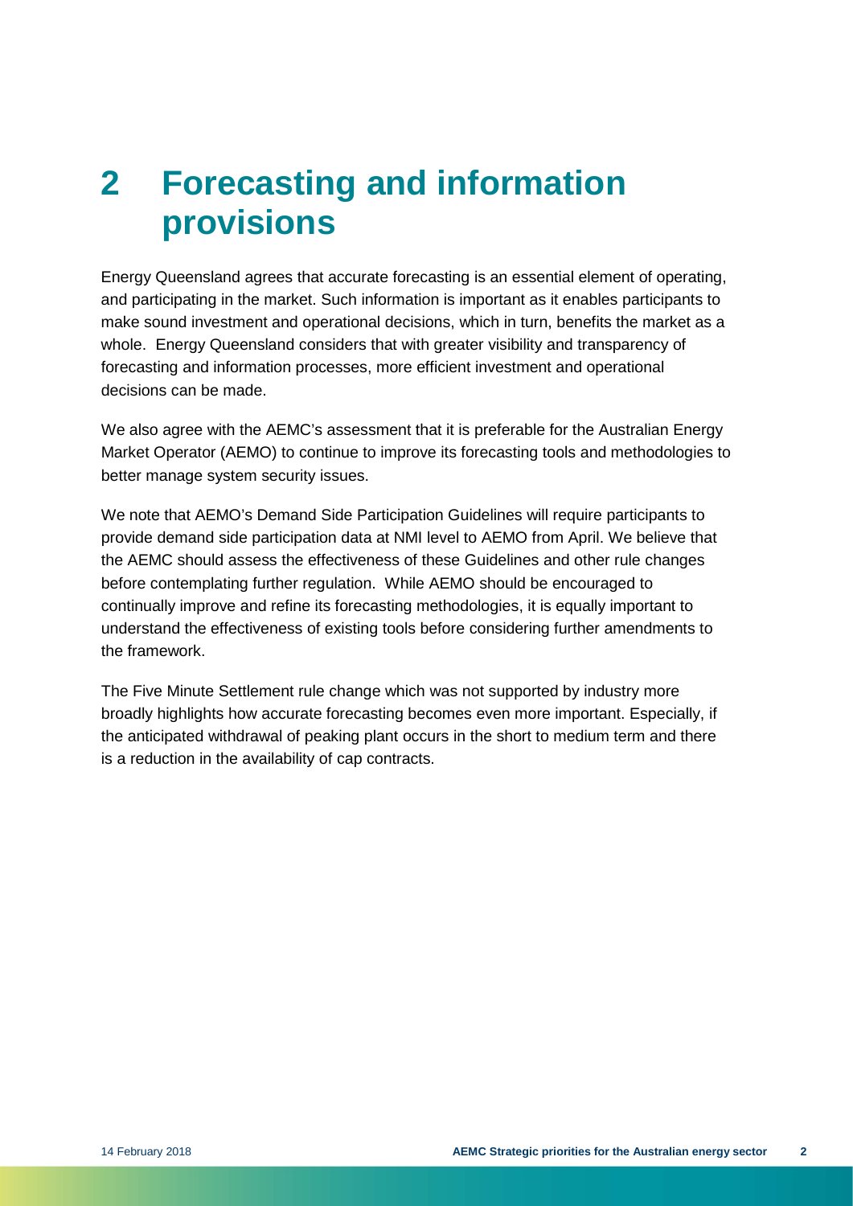# 2 Forecasting and information provisions

Energy Queensland agrees that accurate forecasting is an essential element of operating, and participating in the market. Such information is important as it enables participants to make sound investment and operational decisions, which in turn, benefits the market as a whole. Energy Queensland considers that with greater visibility and transparency of forecasting and information processes, more efficient investment and operational decisions can be made.

We also agree with the AEMC's assessment that it is preferable for the Australian Energy Market Operator (AEMO) to continue to improve its forecasting tools and methodologies to better manage system security issues.

We note that AEMO's Demand Side Participation Guidelines will require participants to provide demand side participation data at NMI level to AEMO from April. We believe that the AEMC should assess the effectiveness of these Guidelines and other rule changes before contemplating further regulation. While AEMO should be encouraged to continually improve and refine its forecasting methodologies, it is equally important to understand the effectiveness of existing tools before considering further amendments to the framework.

The Five Minute Settlement rule change which was not supported by industry more broadly highlights how accurate forecasting becomes even more important. Especially, if the anticipated withdrawal of peaking plant occurs in the short to medium term and there is a reduction in the availability of cap contracts.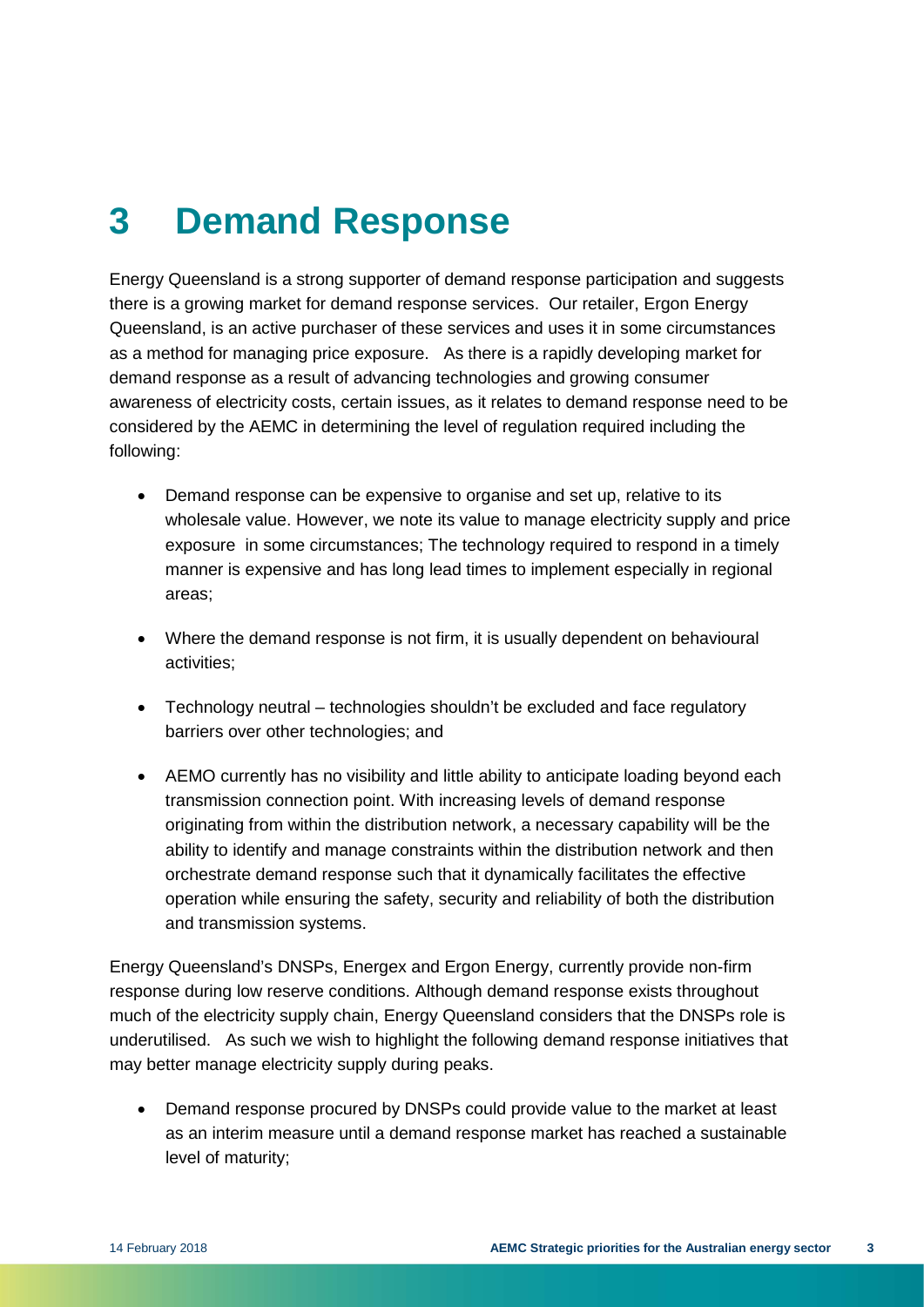# 3 Demand Response

Energy Queensland is a strong supporter of demand response participation and suggests there is a growing market for demand response services. Our retailer, Ergon Energy Queensland, is an active purchaser of these services and uses it in some circumstances as a method for managing price exposure. As there is a rapidly developing market for demand response as a result of advancing technologies and growing consumer awareness of electricity costs, certain issues, as it relates to demand response need to be considered by the AEMC in determining the level of regulation required including the following:

- Demand response can be expensive to organise and set up, relative to its wholesale value. However, we note its value to manage electricity supply and price exposure in some circumstances; The technology required to respond in a timely manner is expensive and has long lead times to implement especially in regional areas;
- Where the demand response is not firm, it is usually dependent on behavioural activities;
- Technology neutral – technologies shouldn't be excluded and face regulatory barriers over other technologies; and
- AEMO currently has no visibility and little ability to anticipate loading beyond each transmission connection point. With increasing levels of demand response originating from within the distribution network, a necessary capability will be the ability to identify and manage constraints within the distribution network and then orchestrate demand response such that it dynamically facilitates the effective operation while ensuring the safety, security and reliability of both the distribution and transmission systems.

Energy Queensland's DNSPs, Energex and Ergon Energy, currently provide non-firm response during low reserve conditions. Although demand response exists throughout much of the electricity supply chain, Energy Queensland considers that the DNSPs role is underutilised. As such we wish to highlight the following demand response initiatives that may better manage electricity supply during peaks.

- Demand response procured by DNSPs could provide value to the market at least as an interim measure until a demand response market has reached a sustainable level of maturity;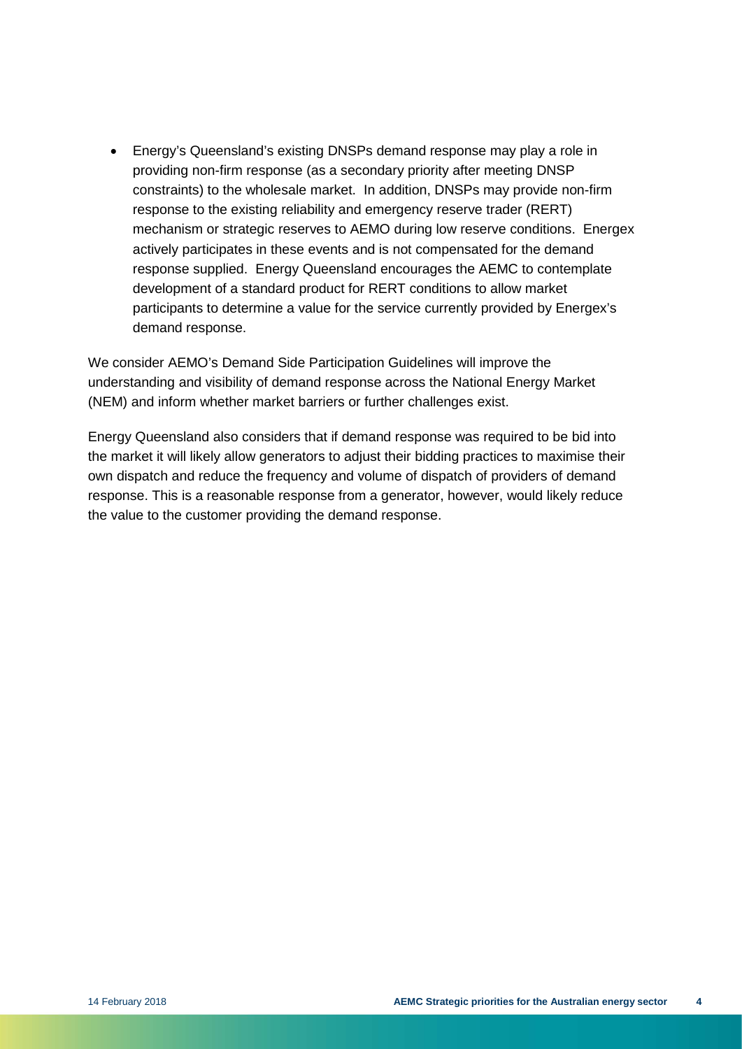- Energy's Queensland's existing DNSPs demand response may play a role in providing non-firm response (as a secondary priority after meeting DNSP constraints) to the wholesale market. In addition, DNSPs may provide non-firm response to the existing reliability and emergency reserve trader (RERT) mechanism or strategic reserves to AEMO during low reserve conditions. Energex actively participates in these events and is not compensated for the demand response supplied. Energy Queensland encourages the AEMC to contemplate development of a standard product for RERT conditions to allow market participants to determine a value for the service currently provided by Energex's demand response.

We consider AEMO's Demand Side Participation Guidelines will improve the understanding and visibility of demand response across the National Energy Market (NEM) and inform whether market barriers or further challenges exist.

Energy Queensland also considers that if demand response was required to be bid into the market it will likely allow generators to adjust their bidding practices to maximise their own dispatch and reduce the frequency and volume of dispatch of providers of demand response. This is a reasonable response from a generator, however, would likely reduce the value to the customer providing the demand response.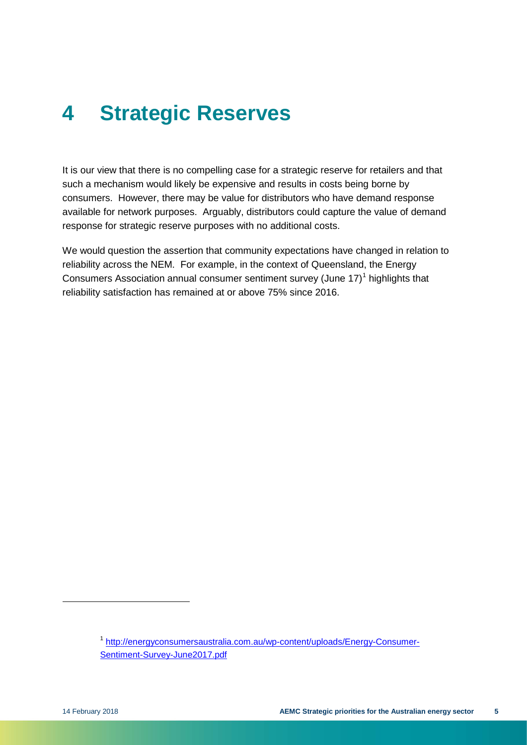# 4 Strategic Reserves

It is our view that there is no compelling case for a strategic reserve for retailers and that such a mechanism would likely be expensive and results in costs being borne by consumers. However, there may be value for distributors who have demand response available for network purposes. Arguably, distributors could capture the value of demand response for strategic reserve purposes with no additional costs.

We would question the assertion that community expectations have changed in relation to reliability across the NEM. For example, in the context of Queensland, the Energy Consumers Association annual consumer sentiment survey (June 17)[1] highlights that reliability satisfaction has remained at or above 75% since 2016.

[1] http://energyconsumersaustralia.com.au/wp-content/uploads/Energy-Consumer-Sentiment-Survey-June2017.pdf